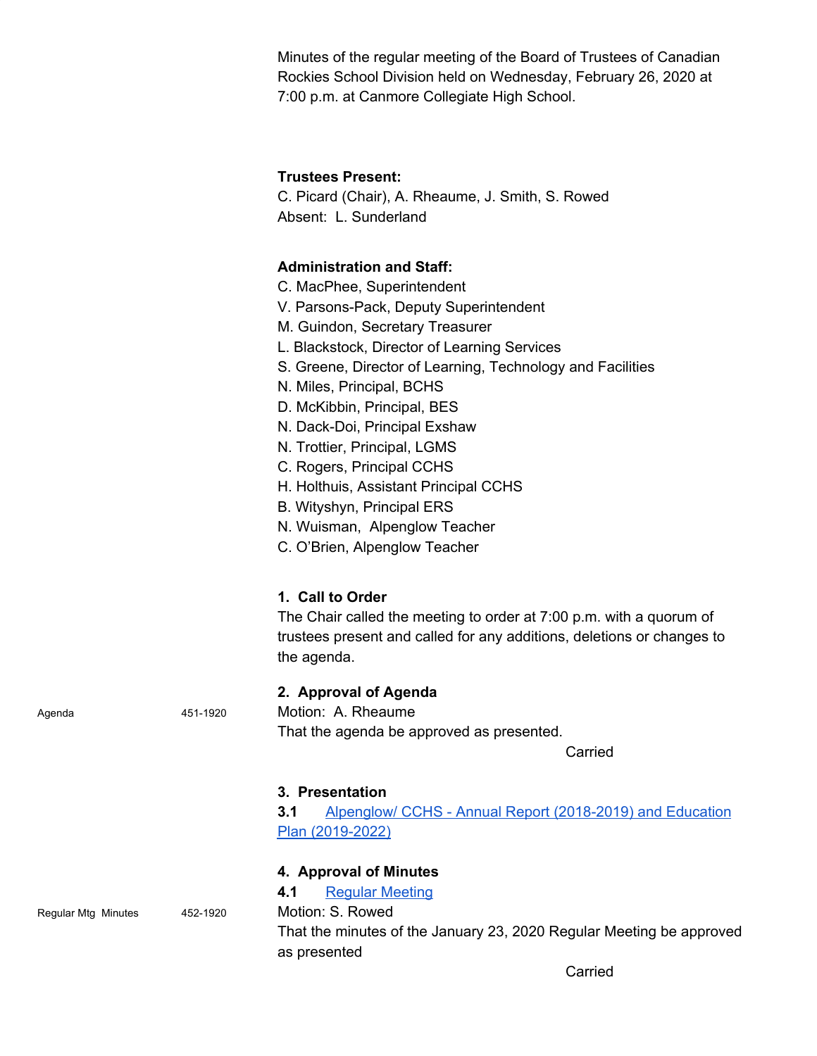Minutes of the regular meeting of the Board of Trustees of Canadian Rockies School Division held on Wednesday, February 26, 2020 at 7:00 p.m. at Canmore Collegiate High School.

**Trustees Present:**
C. Picard (Chair), A. Rheaume, J. Smith, S. Rowed
Absent: L. Sunderland

**Administration and Staff:**
C. MacPhee, Superintendent
V. Parsons-Pack, Deputy Superintendent
M. Guindon, Secretary Treasurer
L. Blackstock, Director of Learning Services
S. Greene, Director of Learning, Technology and Facilities
N. Miles, Principal, BCHS
D. McKibbin, Principal, BES
N. Dack-Doi, Principal Exshaw
N. Trottier, Principal, LGMS
C. Rogers, Principal CCHS
H. Holthuis, Assistant Principal CCHS
B. Wityshyn, Principal ERS
N. Wuisman, Alpenglow Teacher
C. O'Brien, Alpenglow Teacher

## 1. Call to Order

The Chair called the meeting to order at 7:00 p.m. with a quorum of trustees present and called for any additions, deletions or changes to the agenda.

## 2. Approval of Agenda

Agenda 451-1920

Motion: A. Rheaume
That the agenda be approved as presented.

Carried

## 3. Presentation

**3.1** Alpenglow/ CCHS - Annual Report (2018-2019) and Education Plan (2019-2022)

## 4. Approval of Minutes

**4.1** Regular Meeting

Regular Mtg Minutes 452-1920

Motion: S. Rowed
That the minutes of the January 23, 2020 Regular Meeting be approved as presented

Carried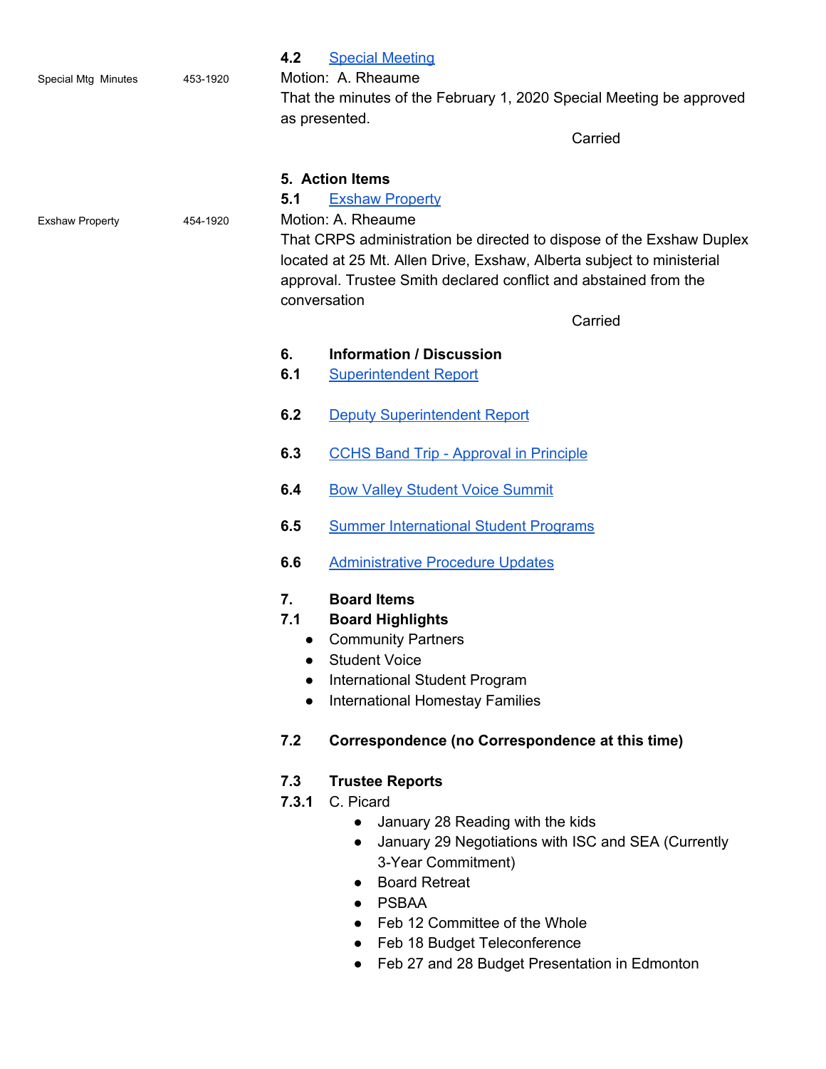**4.2** Special Meeting

Special Mtg Minutes 453-1920

Motion: A. Rheaume

That the minutes of the February 1, 2020 Special Meeting be approved as presented.

Carried

**5. Action Items**

**5.1** Exshaw Property

Exshaw Property 454-1920

Motion: A. Rheaume

That CRPS administration be directed to dispose of the Exshaw Duplex located at 25 Mt. Allen Drive, Exshaw, Alberta subject to ministerial approval. Trustee Smith declared conflict and abstained from the conversation

Carried

**6. Information / Discussion**

**6.1** Superintendent Report

**6.2** Deputy Superintendent Report

**6.3** CCHS Band Trip - Approval in Principle

**6.4** Bow Valley Student Voice Summit

**6.5** Summer International Student Programs

**6.6** Administrative Procedure Updates

**7. Board Items**

**7.1 Board Highlights**

- Community Partners
- Student Voice
- International Student Program
- International Homestay Families

**7.2 Correspondence (no Correspondence at this time)**

**7.3 Trustee Reports**

**7.3.1** C. Picard

- January 28 Reading with the kids
- January 29 Negotiations with ISC and SEA (Currently 3-Year Commitment)
- Board Retreat
- PSBAA
- Feb 12 Committee of the Whole
- Feb 18 Budget Teleconference
- Feb 27 and 28 Budget Presentation in Edmonton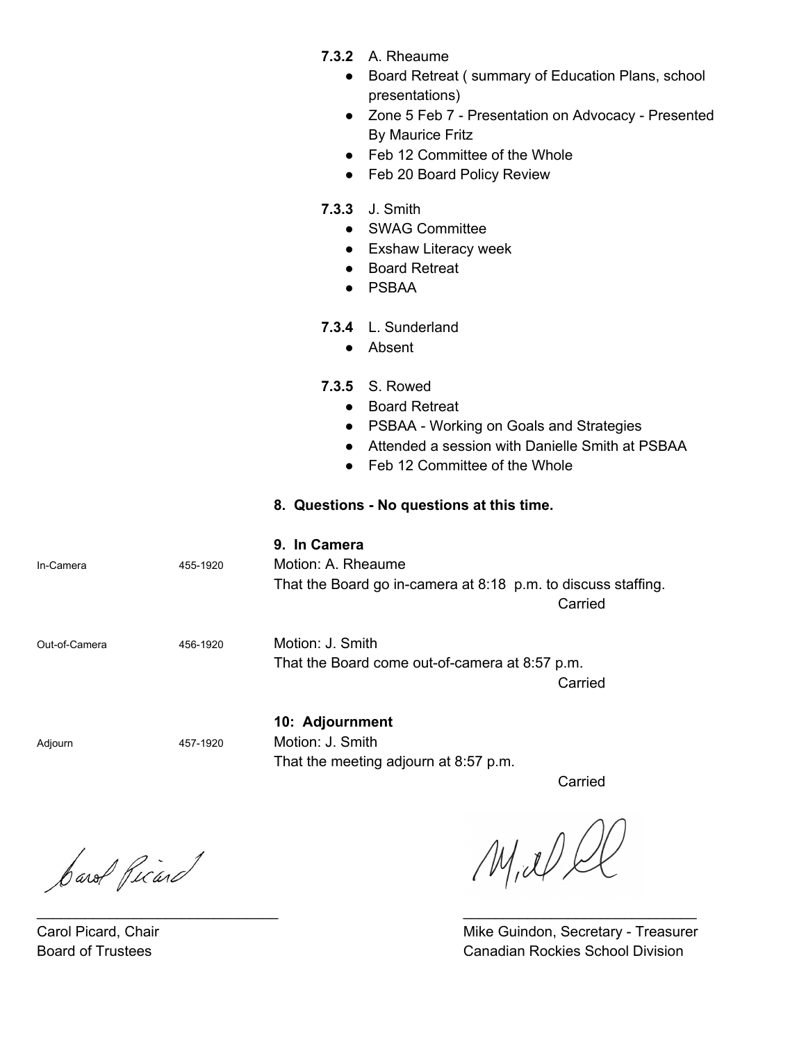**7.3.2** A. Rheaume

- Board Retreat ( summary of Education Plans, school presentations)
- Zone 5 Feb 7 - Presentation on Advocacy - Presented By Maurice Fritz
- Feb 12 Committee of the Whole
- Feb 20 Board Policy Review

**7.3.3** J. Smith

- SWAG Committee
- Exshaw Literacy week
- Board Retreat
- PSBAA

**7.3.4** L. Sunderland

- Absent

**7.3.5** S. Rowed

- Board Retreat
- PSBAA - Working on Goals and Strategies
- Attended a session with Danielle Smith at PSBAA
- Feb 12 Committee of the Whole

**8. Questions - No questions at this time.**

**9. In Camera**

In-Camera 455-1920

Motion: A. Rheaume
That the Board go in-camera at 8:18 p.m. to discuss staffing.

Carried

Out-of-Camera 456-1920

Motion: J. Smith
That the Board come out-of-camera at 8:57 p.m.

Carried

**10: Adjournment**

Adjourn 457-1920

Motion: J. Smith
That the meeting adjourn at 8:57 p.m.

Carried

Carol Picard

\_\_\_\_\_\_\_\_\_\_\_\_\_\_\_\_\_\_\_\_\_\_\_\_\_\_\_\_\_\_
Carol Picard, Chair
Board of Trustees

\_\_\_\_\_\_\_\_\_\_\_\_\_\_\_\_\_\_\_\_\_\_\_\_\_\_\_\_\_\_
Mike Guindon, Secretary - Treasurer
Canadian Rockies School Division